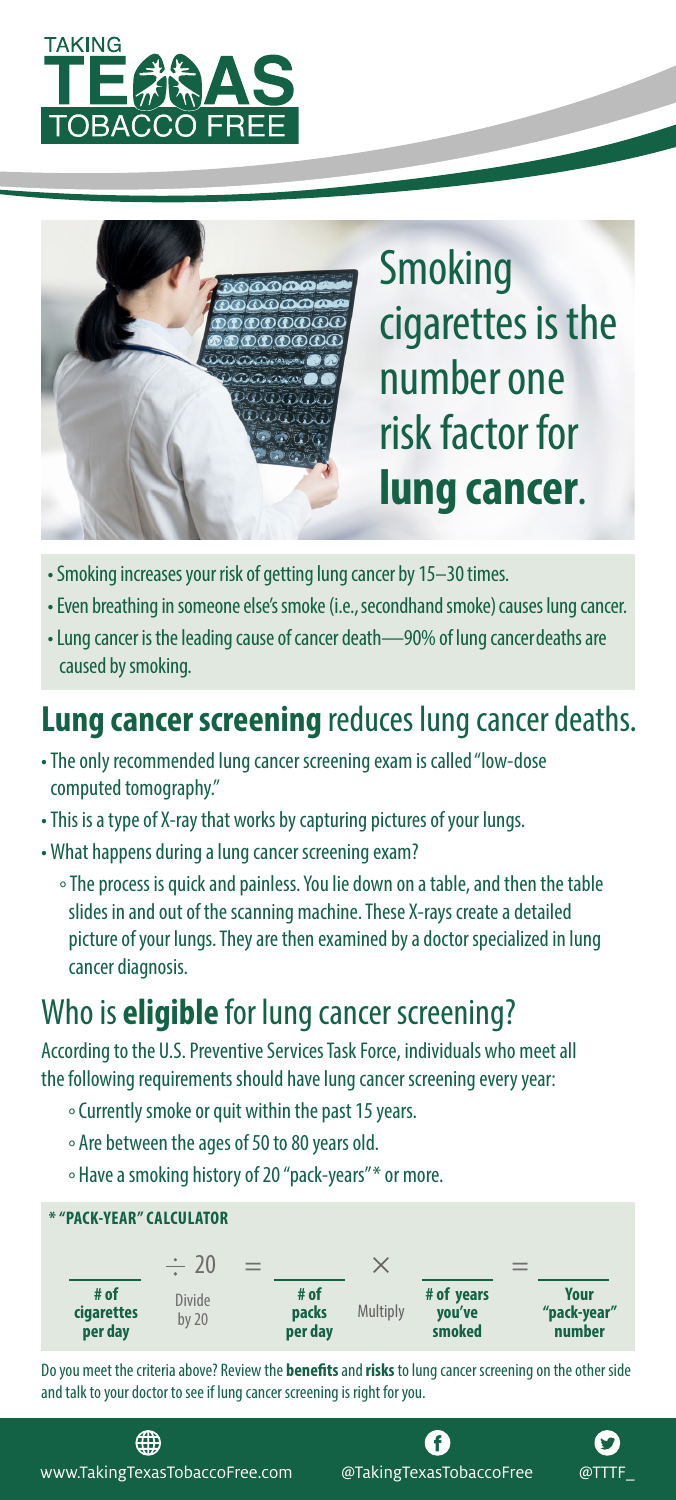TAKING TEXAS TOBACCO FREE

# Smoking cigarettes is the number one risk factor for **lung cancer**.

- Smoking increases your risk of getting lung cancer by 15–30 times.
- Even breathing in someone else's smoke (i.e., secondhand smoke) causes lung cancer.
- Lung cancer is the leading cause of cancer death—90% of lung cancer deaths are caused by smoking.

## **Lung cancer screening** reduces lung cancer deaths.

- The only recommended lung cancer screening exam is called "low-dose computed tomography."
- This is a type of X-ray that works by capturing pictures of your lungs.
- What happens during a lung cancer screening exam?
  - The process is quick and painless. You lie down on a table, and then the table slides in and out of the scanning machine. These X-rays create a detailed picture of your lungs. They are then examined by a doctor specialized in lung cancer diagnosis.

## Who is **eligible** for lung cancer screening?

According to the U.S. Preventive Services Task Force, individuals who meet all the following requirements should have lung cancer screening every year:

- Currently smoke or quit within the past 15 years.
- Are between the ages of 50 to 80 years old.
- Have a smoking history of 20 "pack-years"* or more.

**\* "PACK-YEAR" CALCULATOR**

| ______ | ÷ 20 | = | ______ | × | ______ | = | ______ |
|---|---|---|---|---|---|---|---|
| **# of cigarettes per day** | Divide by 20 | | **# of packs per day** | Multiply | **# of years you've smoked** | | **Your "pack-year" number** |

Do you meet the criteria above? Review the **benefits** and **risks** to lung cancer screening on the other side and talk to your doctor to see if lung cancer screening is right for you.

www.TakingTexasTobaccoFree.com @TakingTexasTobaccoFree @TTTF_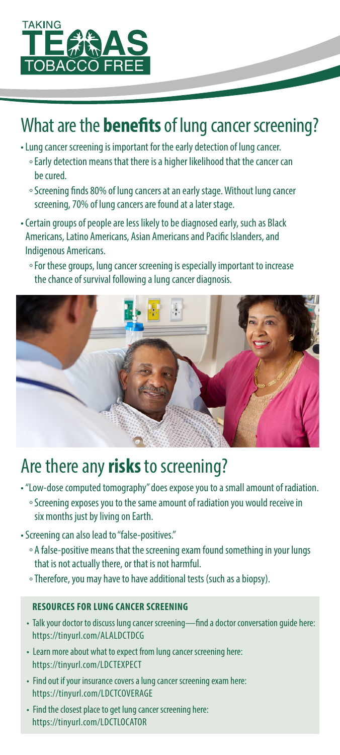TAKING TEXAS TOBACCO FREE

## What are the **benefits** of lung cancer screening?

- Lung cancer screening is important for the early detection of lung cancer.
  - Early detection means that there is a higher likelihood that the cancer can be cured.
  - Screening finds 80% of lung cancers at an early stage. Without lung cancer screening, 70% of lung cancers are found at a later stage.
- Certain groups of people are less likely to be diagnosed early, such as Black Americans, Latino Americans, Asian Americans and Pacific Islanders, and Indigenous Americans.
  - For these groups, lung cancer screening is especially important to increase the chance of survival following a lung cancer diagnosis.

## Are there any **risks** to screening?

- "Low-dose computed tomography" does expose you to a small amount of radiation.
  - Screening exposes you to the same amount of radiation you would receive in six months just by living on Earth.
- Screening can also lead to "false-positives."
  - A false-positive means that the screening exam found something in your lungs that is not actually there, or that is not harmful.
  - Therefore, you may have to have additional tests (such as a biopsy).

### RESOURCES FOR LUNG CANCER SCREENING

- Talk your doctor to discuss lung cancer screening—find a doctor conversation guide here: https://tinyurl.com/ALALDCTDCG
- Learn more about what to expect from lung cancer screening here: https://tinyurl.com/LDCTEXPECT
- Find out if your insurance covers a lung cancer screening exam here: https://tinyurl.com/LDCTCOVERAGE
- Find the closest place to get lung cancer screening here: https://tinyurl.com/LDCTLOCATOR